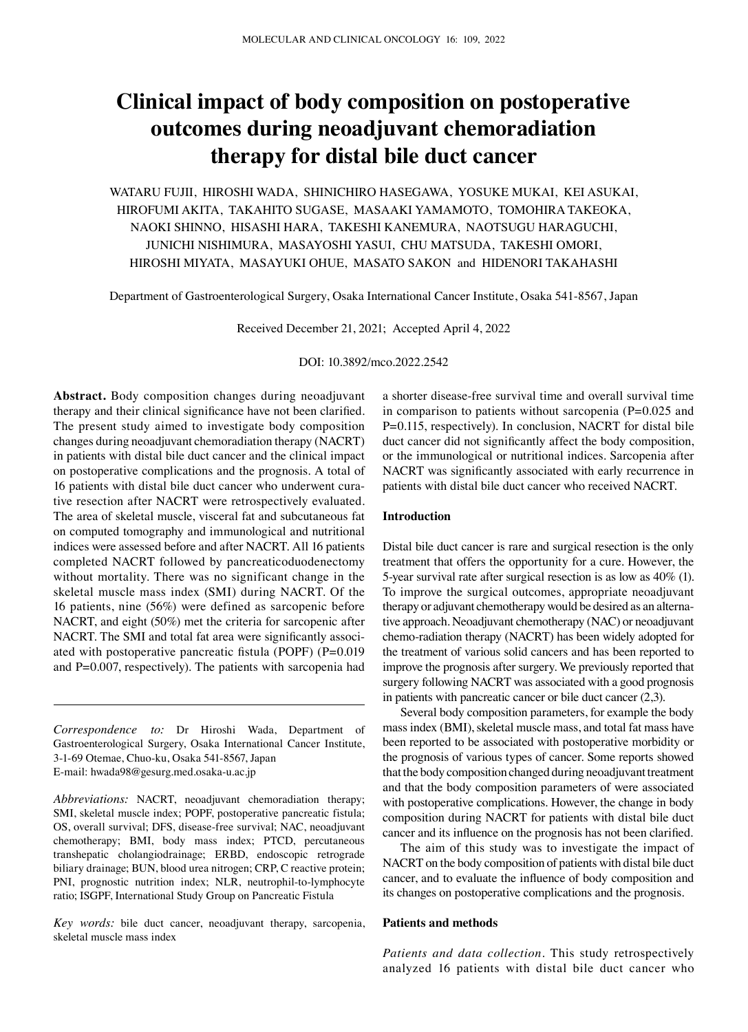# Clinical impact of body composition on postoperative outcomes during neoadjuvant chemoradiation therapy for distal bile duct cancer

WATARU FUJII, HIROSHI WADA, SHINICHIRO HASEGAWA, YOSUKE MUKAI, KEI ASUKAI, HIROFUMI AKITA, TAKAHITO SUGASE, MASAAKI YAMAMOTO, TOMOHIRA TAKEOKA, NAOKI SHINNO, HISASHI HARA, TAKESHI KANEMURA, NAOTSUGU HARAGUCHI, JUNICHI NISHIMURA, MASAYOSHI YASUI, CHU MATSUDA, TAKESHI OMORI, HIROSHI MIYATA, MASAYUKI OHUE, MASATO SAKON and HIDENORI TAKAHASHI

Department of Gastroenterological Surgery, Osaka International Cancer Institute, Osaka 541-8567, Japan

Received December 21, 2021; Accepted April 4, 2022

DOI: 10.3892/mco.2022.2542

**Abstract.** Body composition changes during neoadjuvant therapy and their clinical significance have not been clarified. The present study aimed to investigate body composition changes during neoadjuvant chemoradiation therapy (NACRT) in patients with distal bile duct cancer and the clinical impact on postoperative complications and the prognosis. A total of 16 patients with distal bile duct cancer who underwent curative resection after NACRT were retrospectively evaluated. The area of skeletal muscle, visceral fat and subcutaneous fat on computed tomography and immunological and nutritional indices were assessed before and after NACRT. All 16 patients completed NACRT followed by pancreaticoduodenectomy without mortality. There was no significant change in the skeletal muscle mass index (SMI) during NACRT. Of the 16 patients, nine (56%) were defined as sarcopenic before NACRT, and eight (50%) met the criteria for sarcopenic after NACRT. The SMI and total fat area were significantly associated with postoperative pancreatic fistula (POPF) (P=0.019 and P=0.007, respectively). The patients with sarcopenia had a shorter disease-free survival time and overall survival time in comparison to patients without sarcopenia (P=0.025 and P=0.115, respectively). In conclusion, NACRT for distal bile duct cancer did not significantly affect the body composition, or the immunological or nutritional indices. Sarcopenia after NACRT was significantly associated with early recurrence in patients with distal bile duct cancer who received NACRT.

*Correspondence to:* Dr Hiroshi Wada, Department of Gastroenterological Surgery, Osaka International Cancer Institute, 3-1-69 Otemae, Chuo-ku, Osaka 541-8567, Japan
E-mail: hwada98@gesurg.med.osaka-u.ac.jp

*Abbreviations:* NACRT, neoadjuvant chemoradiation therapy; SMI, skeletal muscle index; POPF, postoperative pancreatic fistula; OS, overall survival; DFS, disease-free survival; NAC, neoadjuvant chemotherapy; BMI, body mass index; PTCD, percutaneous transhepatic cholangiodrainage; ERBD, endoscopic retrograde biliary drainage; BUN, blood urea nitrogen; CRP, C reactive protein; PNI, prognostic nutrition index; NLR, neutrophil-to-lymphocyte ratio; ISGPF, International Study Group on Pancreatic Fistula

*Key words:* bile duct cancer, neoadjuvant therapy, sarcopenia, skeletal muscle mass index

## Introduction

Distal bile duct cancer is rare and surgical resection is the only treatment that offers the opportunity for a cure. However, the 5-year survival rate after surgical resection is as low as 40% (1). To improve the surgical outcomes, appropriate neoadjuvant therapy or adjuvant chemotherapy would be desired as an alternative approach. Neoadjuvant chemotherapy (NAC) or neoadjuvant chemo-radiation therapy (NACRT) has been widely adopted for the treatment of various solid cancers and has been reported to improve the prognosis after surgery. We previously reported that surgery following NACRT was associated with a good prognosis in patients with pancreatic cancer or bile duct cancer (2,3).

Several body composition parameters, for example the body mass index (BMI), skeletal muscle mass, and total fat mass have been reported to be associated with postoperative morbidity or the prognosis of various types of cancer. Some reports showed that the body composition changed during neoadjuvant treatment and that the body composition parameters of were associated with postoperative complications. However, the change in body composition during NACRT for patients with distal bile duct cancer and its influence on the prognosis has not been clarified.

The aim of this study was to investigate the impact of NACRT on the body composition of patients with distal bile duct cancer, and to evaluate the influence of body composition and its changes on postoperative complications and the prognosis.

## Patients and methods

*Patients and data collection.* This study retrospectively analyzed 16 patients with distal bile duct cancer who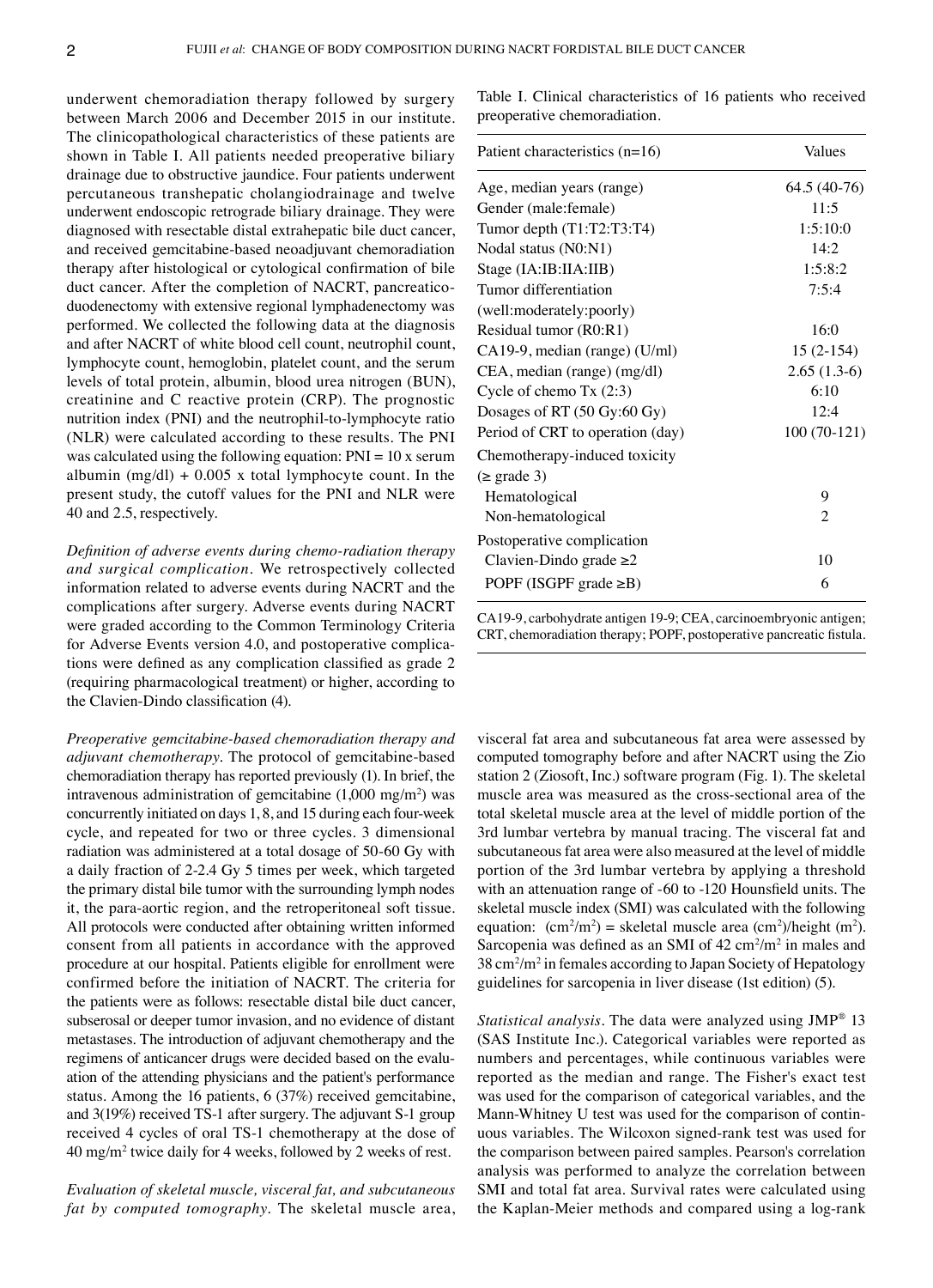underwent chemoradiation therapy followed by surgery between March 2006 and December 2015 in our institute. The clinicopathological characteristics of these patients are shown in Table I. All patients needed preoperative biliary drainage due to obstructive jaundice. Four patients underwent percutaneous transhepatic cholangiodrainage and twelve underwent endoscopic retrograde biliary drainage. They were diagnosed with resectable distal extrahepatic bile duct cancer, and received gemcitabine-based neoadjuvant chemoradiation therapy after histological or cytological confirmation of bile duct cancer. After the completion of NACRT, pancreaticoduodenectomy with extensive regional lymphadenectomy was performed. We collected the following data at the diagnosis and after NACRT of white blood cell count, neutrophil count, lymphocyte count, hemoglobin, platelet count, and the serum levels of total protein, albumin, blood urea nitrogen (BUN), creatinine and C reactive protein (CRP). The prognostic nutrition index (PNI) and the neutrophil-to-lymphocyte ratio (NLR) were calculated according to these results. The PNI was calculated using the following equation: PNI = 10 x serum albumin (mg/dl) + 0.005 x total lymphocyte count. In the present study, the cutoff values for the PNI and NLR were 40 and 2.5, respectively.

*Definition of adverse events during chemo-radiation therapy and surgical complication.* We retrospectively collected information related to adverse events during NACRT and the complications after surgery. Adverse events during NACRT were graded according to the Common Terminology Criteria for Adverse Events version 4.0, and postoperative complications were defined as any complication classified as grade 2 (requiring pharmacological treatment) or higher, according to the Clavien-Dindo classification (4).

*Preoperative gemcitabine-based chemoradiation therapy and adjuvant chemotherapy.* The protocol of gemcitabine-based chemoradiation therapy has reported previously (1). In brief, the intravenous administration of gemcitabine (1,000 mg/m$^2$) was concurrently initiated on days 1, 8, and 15 during each four-week cycle, and repeated for two or three cycles. 3 dimensional radiation was administered at a total dosage of 50-60 Gy with a daily fraction of 2-2.4 Gy 5 times per week, which targeted the primary distal bile tumor with the surrounding lymph nodes it, the para-aortic region, and the retroperitoneal soft tissue. All protocols were conducted after obtaining written informed consent from all patients in accordance with the approved procedure at our hospital. Patients eligible for enrollment were confirmed before the initiation of NACRT. The criteria for the patients were as follows: resectable distal bile duct cancer, subserosal or deeper tumor invasion, and no evidence of distant metastases. The introduction of adjuvant chemotherapy and the regimens of anticancer drugs were decided based on the evaluation of the attending physicians and the patient's performance status. Among the 16 patients, 6 (37%) received gemcitabine, and 3(19%) received TS-1 after surgery. The adjuvant S-1 group received 4 cycles of oral TS-1 chemotherapy at the dose of 40 mg/m$^2$ twice daily for 4 weeks, followed by 2 weeks of rest.

*Evaluation of skeletal muscle, visceral fat, and subcutaneous fat by computed tomography.* The skeletal muscle area, visceral fat area and subcutaneous fat area were assessed by computed tomography before and after NACRT using the Zio station 2 (Ziosoft, Inc.) software program (Fig. 1). The skeletal muscle area was measured as the cross-sectional area of the total skeletal muscle area at the level of middle portion of the 3rd lumbar vertebra by manual tracing. The visceral fat and subcutaneous fat area were also measured at the level of middle portion of the 3rd lumbar vertebra by applying a threshold with an attenuation range of -60 to -120 Hounsfield units. The skeletal muscle index (SMI) was calculated with the following equation: (cm$^2$/m$^2$) = skeletal muscle area (cm$^2$)/height (m$^2$). Sarcopenia was defined as an SMI of 42 cm$^2$/m$^2$ in males and 38 cm$^2$/m$^2$ in females according to Japan Society of Hepatology guidelines for sarcopenia in liver disease (1st edition) (5).

*Statistical analysis.* The data were analyzed using JMP® 13 (SAS Institute Inc.). Categorical variables were reported as numbers and percentages, while continuous variables were reported as the median and range. The Fisher's exact test was used for the comparison of categorical variables, and the Mann-Whitney U test was used for the comparison of continuous variables. The Wilcoxon signed-rank test was used for the comparison between paired samples. Pearson's correlation analysis was performed to analyze the correlation between SMI and total fat area. Survival rates were calculated using the Kaplan-Meier methods and compared using a log-rank

Table I. Clinical characteristics of 16 patients who received preoperative chemoradiation.

| Patient characteristics (n=16) | Values |
|---|---|
| Age, median years (range) | 64.5 (40-76) |
| Gender (male:female) | 11:5 |
| Tumor depth (T1:T2:T3:T4) | 1:5:10:0 |
| Nodal status (N0:N1) | 14:2 |
| Stage (IA:IB:IIA:IIB) | 1:5:8:2 |
| Tumor differentiation (well:moderately:poorly) | 7:5:4 |
| Residual tumor (R0:R1) | 16:0 |
| CA19-9, median (range) (U/ml) | 15 (2-154) |
| CEA, median (range) (mg/dl) | 2.65 (1.3-6) |
| Cycle of chemo Tx (2:3) | 6:10 |
| Dosages of RT (50 Gy:60 Gy) | 12:4 |
| Period of CRT to operation (day) | 100 (70-121) |
| Chemotherapy-induced toxicity (≥ grade 3) | |
| Hematological | 9 |
| Non-hematological | 2 |
| Postoperative complication | |
| Clavien-Dindo grade ≥2 | 10 |
| POPF (ISGPF grade ≥B) | 6 |

CA19-9, carbohydrate antigen 19-9; CEA, carcinoembryonic antigen; CRT, chemoradiation therapy; POPF, postoperative pancreatic fistula.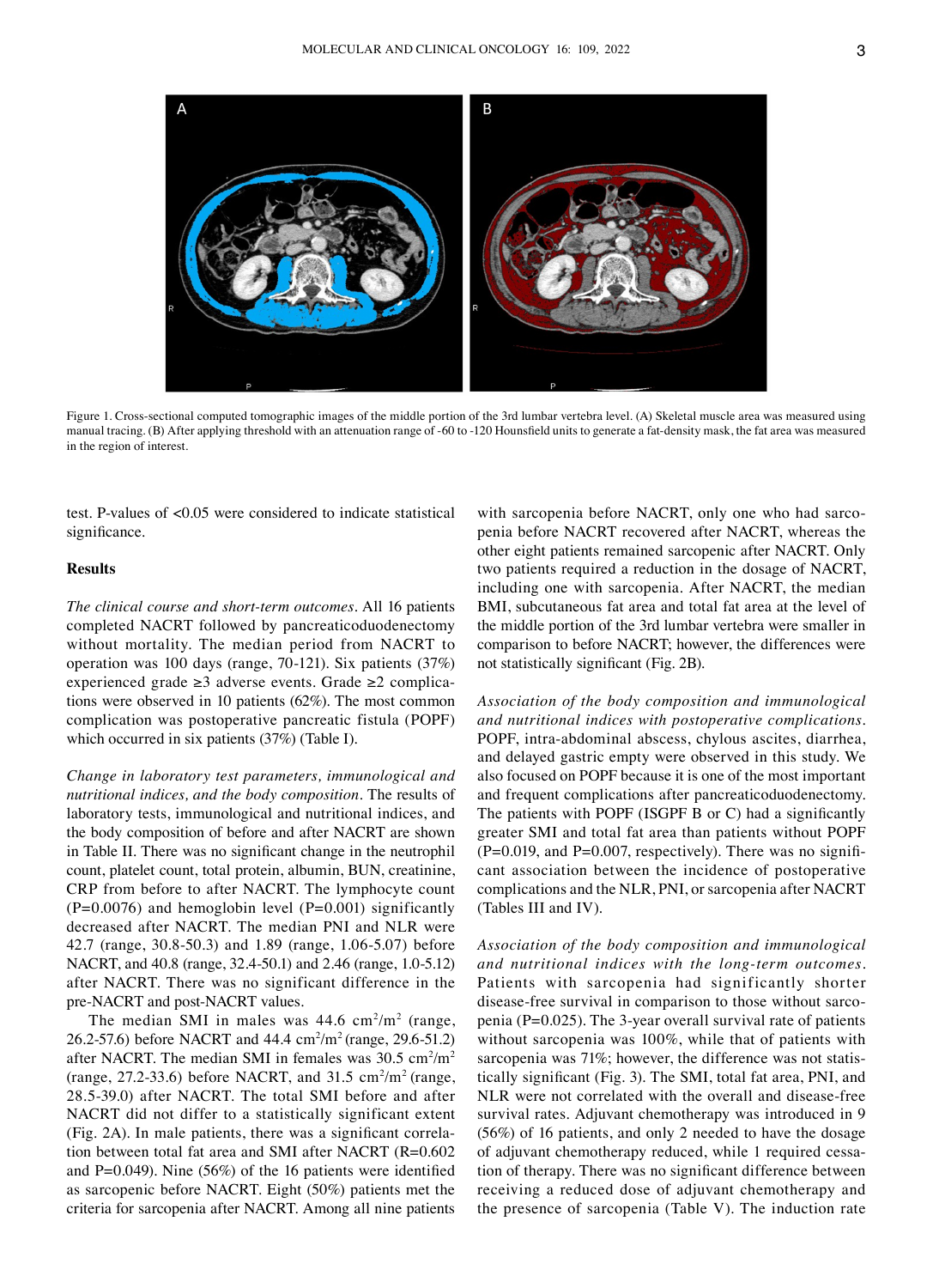Figure 1. Cross-sectional computed tomographic images of the middle portion of the 3rd lumbar vertebra level. (A) Skeletal muscle area was measured using manual tracing. (B) After applying threshold with an attenuation range of -60 to -120 Hounsfield units to generate a fat-density mask, the fat area was measured in the region of interest.

test. P-values of <0.05 were considered to indicate statistical significance.

## Results

*The clinical course and short-term outcomes*. All 16 patients completed NACRT followed by pancreaticoduodenectomy without mortality. The median period from NACRT to operation was 100 days (range, 70-121). Six patients (37%) experienced grade ≥3 adverse events. Grade ≥2 complications were observed in 10 patients (62%). The most common complication was postoperative pancreatic fistula (POPF) which occurred in six patients (37%) (Table I).

*Change in laboratory test parameters, immunological and nutritional indices, and the body composition*. The results of laboratory tests, immunological and nutritional indices, and the body composition of before and after NACRT are shown in Table II. There was no significant change in the neutrophil count, platelet count, total protein, albumin, BUN, creatinine, CRP from before to after NACRT. The lymphocyte count (P=0.0076) and hemoglobin level (P=0.001) significantly decreased after NACRT. The median PNI and NLR were 42.7 (range, 30.8-50.3) and 1.89 (range, 1.06-5.07) before NACRT, and 40.8 (range, 32.4-50.1) and 2.46 (range, 1.0-5.12) after NACRT. There was no significant difference in the pre-NACRT and post-NACRT values.

The median SMI in males was 44.6 $cm^2/m^2$ (range, 26.2-57.6) before NACRT and 44.4 $cm^2/m^2$ (range, 29.6-51.2) after NACRT. The median SMI in females was 30.5 $cm^2/m^2$ (range, 27.2-33.6) before NACRT, and 31.5 $cm^2/m^2$ (range, 28.5-39.0) after NACRT. The total SMI before and after NACRT did not differ to a statistically significant extent (Fig. 2A). In male patients, there was a significant correlation between total fat area and SMI after NACRT (R=0.602 and P=0.049). Nine (56%) of the 16 patients were identified as sarcopenic before NACRT. Eight (50%) patients met the criteria for sarcopenia after NACRT. Among all nine patients with sarcopenia before NACRT, only one who had sarcopenia before NACRT recovered after NACRT, whereas the other eight patients remained sarcopenic after NACRT. Only two patients required a reduction in the dosage of NACRT, including one with sarcopenia. After NACRT, the median BMI, subcutaneous fat area and total fat area at the level of the middle portion of the 3rd lumbar vertebra were smaller in comparison to before NACRT; however, the differences were not statistically significant (Fig. 2B).

*Association of the body composition and immunological and nutritional indices with postoperative complications*. POPF, intra-abdominal abscess, chylous ascites, diarrhea, and delayed gastric empty were observed in this study. We also focused on POPF because it is one of the most important and frequent complications after pancreaticoduodenectomy. The patients with POPF (ISGPF B or C) had a significantly greater SMI and total fat area than patients without POPF (P=0.019, and P=0.007, respectively). There was no significant association between the incidence of postoperative complications and the NLR, PNI, or sarcopenia after NACRT (Tables III and IV).

*Association of the body composition and immunological and nutritional indices with the long-term outcomes*. Patients with sarcopenia had significantly shorter disease-free survival in comparison to those without sarcopenia (P=0.025). The 3-year overall survival rate of patients without sarcopenia was 100%, while that of patients with sarcopenia was 71%; however, the difference was not statistically significant (Fig. 3). The SMI, total fat area, PNI, and NLR were not correlated with the overall and disease-free survival rates. Adjuvant chemotherapy was introduced in 9 (56%) of 16 patients, and only 2 needed to have the dosage of adjuvant chemotherapy reduced, while 1 required cessation of therapy. There was no significant difference between receiving a reduced dose of adjuvant chemotherapy and the presence of sarcopenia (Table V). The induction rate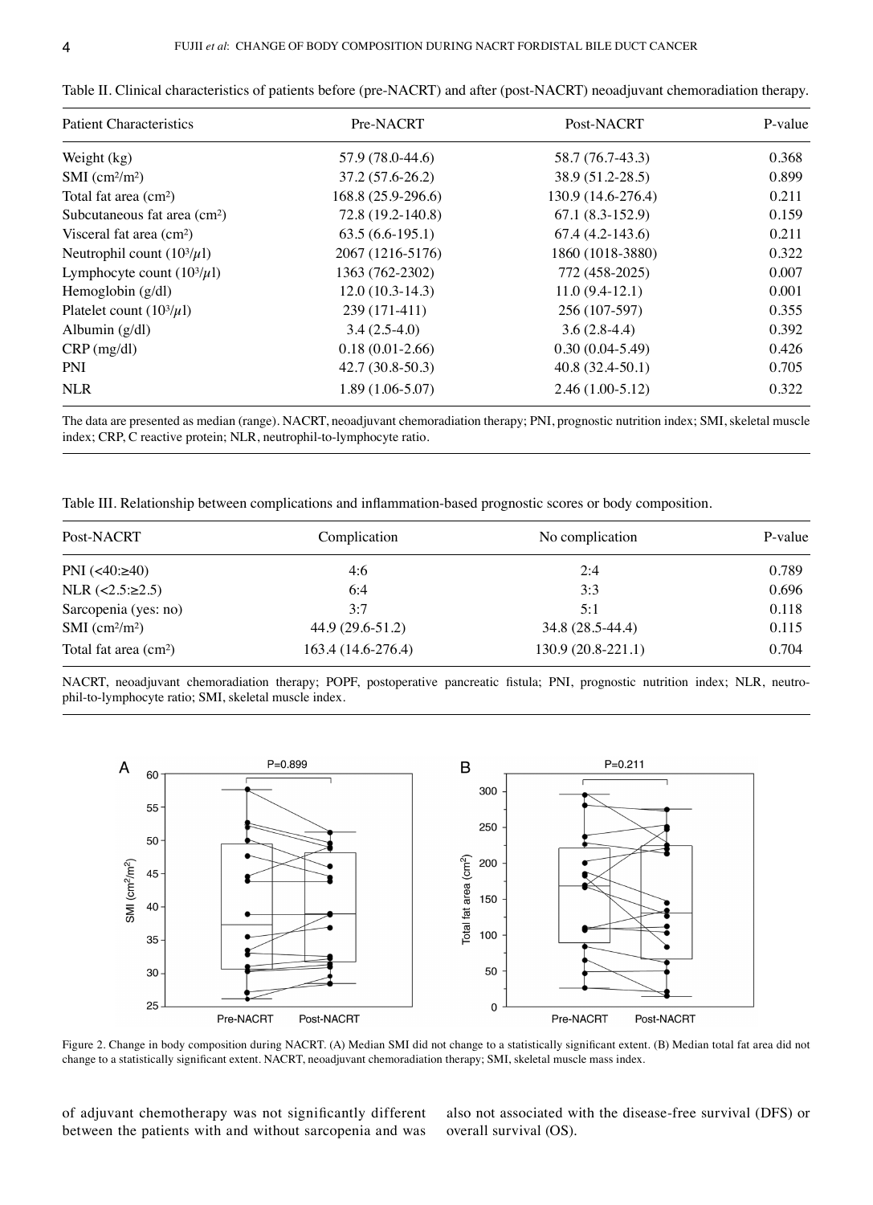Table II. Clinical characteristics of patients before (pre-NACRT) and after (post-NACRT) neoadjuvant chemoradiation therapy.

| Patient Characteristics | Pre-NACRT | Post-NACRT | P-value |
|---|---|---|---|
| Weight (kg) | 57.9 (78.0-44.6) | 58.7 (76.7-43.3) | 0.368 |
| SMI ($cm^2/m^2$) | 37.2 (57.6-26.2) | 38.9 (51.2-28.5) | 0.899 |
| Total fat area ($cm^2$) | 168.8 (25.9-296.6) | 130.9 (14.6-276.4) | 0.211 |
| Subcutaneous fat area ($cm^2$) | 72.8 (19.2-140.8) | 67.1 (8.3-152.9) | 0.159 |
| Visceral fat area ($cm^2$) | 63.5 (6.6-195.1) | 67.4 (4.2-143.6) | 0.211 |
| Neutrophil count ($10^3/\mu l$) | 2067 (1216-5176) | 1860 (1018-3880) | 0.322 |
| Lymphocyte count ($10^3/\mu l$) | 1363 (762-2302) | 772 (458-2025) | 0.007 |
| Hemoglobin (g/dl) | 12.0 (10.3-14.3) | 11.0 (9.4-12.1) | 0.001 |
| Platelet count ($10^3/\mu l$) | 239 (171-411) | 256 (107-597) | 0.355 |
| Albumin (g/dl) | 3.4 (2.5-4.0) | 3.6 (2.8-4.4) | 0.392 |
| CRP (mg/dl) | 0.18 (0.01-2.66) | 0.30 (0.04-5.49) | 0.426 |
| PNI | 42.7 (30.8-50.3) | 40.8 (32.4-50.1) | 0.705 |
| NLR | 1.89 (1.06-5.07) | 2.46 (1.00-5.12) | 0.322 |

The data are presented as median (range). NACRT, neoadjuvant chemoradiation therapy; PNI, prognostic nutrition index; SMI, skeletal muscle index; CRP, C reactive protein; NLR, neutrophil-to-lymphocyte ratio.

Table III. Relationship between complications and inflammation-based prognostic scores or body composition.

| Post-NACRT | Complication | No complication | P-value |
|---|---|---|---|
| PNI (<40:≥40) | 4:6 | 2:4 | 0.789 |
| NLR (<2.5:≥2.5) | 6:4 | 3:3 | 0.696 |
| Sarcopenia (yes: no) | 3:7 | 5:1 | 0.118 |
| SMI ($cm^2/m^2$) | 44.9 (29.6-51.2) | 34.8 (28.5-44.4) | 0.115 |
| Total fat area ($cm^2$) | 163.4 (14.6-276.4) | 130.9 (20.8-221.1) | 0.704 |

NACRT, neoadjuvant chemoradiation therapy; POPF, postoperative pancreatic fistula; PNI, prognostic nutrition index; NLR, neutrophil-to-lymphocyte ratio; SMI, skeletal muscle index.

Figure 2. Change in body composition during NACRT. (A) Median SMI did not change to a statistically significant extent. (B) Median total fat area did not change to a statistically significant extent. NACRT, neoadjuvant chemoradiation therapy; SMI, skeletal muscle mass index.

of adjuvant chemotherapy was not significantly different between the patients with and without sarcopenia and was also not associated with the disease-free survival (DFS) or overall survival (OS).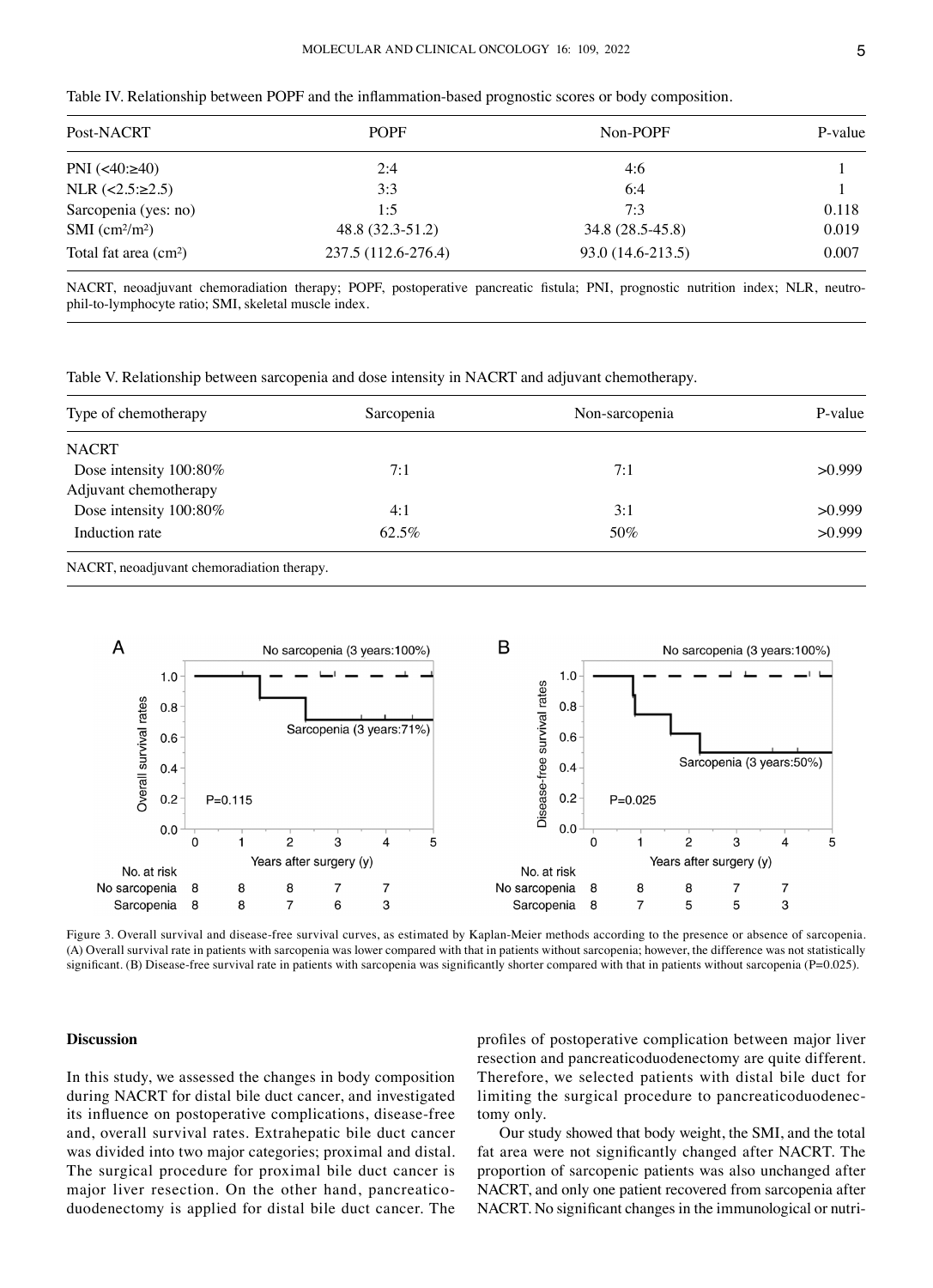Table IV. Relationship between POPF and the inflammation-based prognostic scores or body composition.

| Post-NACRT | POPF | Non-POPF | P-value |
|---|---|---|---|
| PNI (<40:≥40) | 2:4 | 4:6 | 1 |
| NLR (<2.5:≥2.5) | 3:3 | 6:4 | 1 |
| Sarcopenia (yes: no) | 1:5 | 7:3 | 0.118 |
| SMI ($cm^2/m^2$) | 48.8 (32.3-51.2) | 34.8 (28.5-45.8) | 0.019 |
| Total fat area ($cm^2$) | 237.5 (112.6-276.4) | 93.0 (14.6-213.5) | 0.007 |

NACRT, neoadjuvant chemoradiation therapy; POPF, postoperative pancreatic fistula; PNI, prognostic nutrition index; NLR, neutrophil-to-lymphocyte ratio; SMI, skeletal muscle index.

Table V. Relationship between sarcopenia and dose intensity in NACRT and adjuvant chemotherapy.

| Type of chemotherapy | Sarcopenia | Non-sarcopenia | P-value |
|---|---|---|---|
| NACRT | | | |
| Dose intensity 100:80% | 7:1 | 7:1 | >0.999 |
| Adjuvant chemotherapy | | | |
| Dose intensity 100:80% | 4:1 | 3:1 | >0.999 |
| Induction rate | 62.5% | 50% | >0.999 |

NACRT, neoadjuvant chemoradiation therapy.

Figure 3. Overall survival and disease-free survival curves, as estimated by Kaplan-Meier methods according to the presence or absence of sarcopenia. (A) Overall survival rate in patients with sarcopenia was lower compared with that in patients without sarcopenia; however, the difference was not statistically significant. (B) Disease-free survival rate in patients with sarcopenia was significantly shorter compared with that in patients without sarcopenia (P=0.025).

## Discussion

In this study, we assessed the changes in body composition during NACRT for distal bile duct cancer, and investigated its influence on postoperative complications, disease-free and, overall survival rates. Extrahepatic bile duct cancer was divided into two major categories; proximal and distal. The surgical procedure for proximal bile duct cancer is major liver resection. On the other hand, pancreaticoduodenectomy is applied for distal bile duct cancer. The profiles of postoperative complication between major liver resection and pancreaticoduodenectomy are quite different. Therefore, we selected patients with distal bile duct for limiting the surgical procedure to pancreaticoduodenectomy only.

Our study showed that body weight, the SMI, and the total fat area were not significantly changed after NACRT. The proportion of sarcopenic patients was also unchanged after NACRT, and only one patient recovered from sarcopenia after NACRT. No significant changes in the immunological or nutri-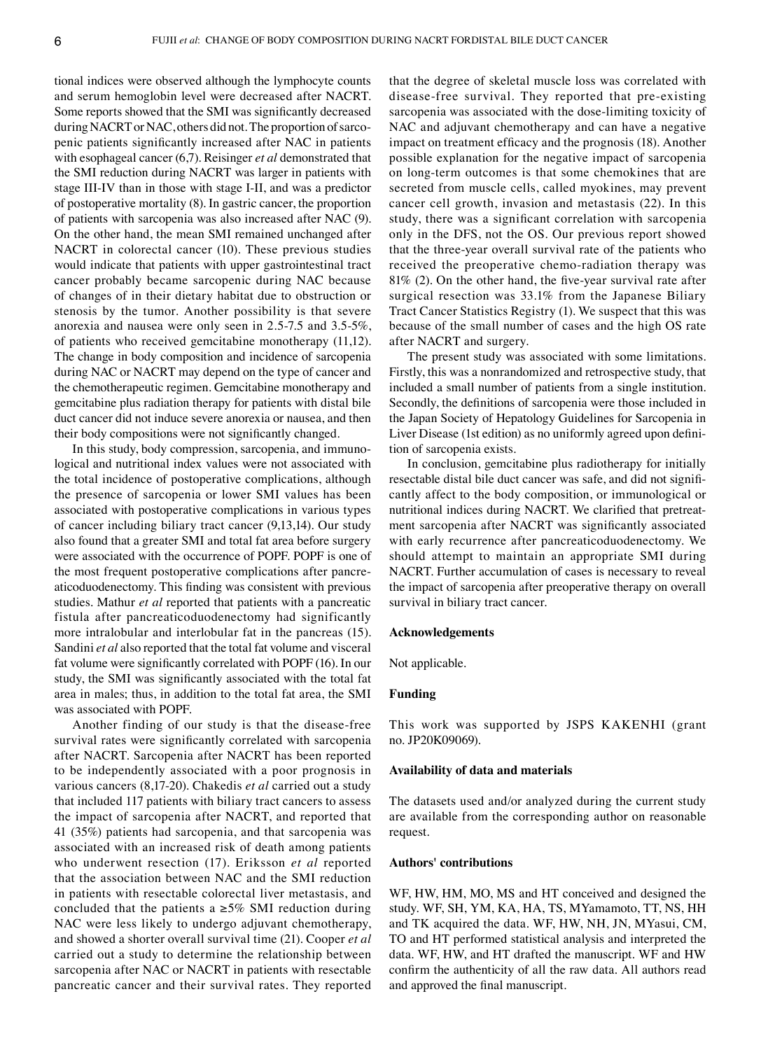tional indices were observed although the lymphocyte counts and serum hemoglobin level were decreased after NACRT. Some reports showed that the SMI was significantly decreased during NACRT or NAC, others did not. The proportion of sarcopenic patients significantly increased after NAC in patients with esophageal cancer (6,7). Reisinger *et al* demonstrated that the SMI reduction during NACRT was larger in patients with stage III-IV than in those with stage I-II, and was a predictor of postoperative mortality (8). In gastric cancer, the proportion of patients with sarcopenia was also increased after NAC (9). On the other hand, the mean SMI remained unchanged after NACRT in colorectal cancer (10). These previous studies would indicate that patients with upper gastrointestinal tract cancer probably became sarcopenic during NAC because of changes of in their dietary habitat due to obstruction or stenosis by the tumor. Another possibility is that severe anorexia and nausea were only seen in 2.5-7.5 and 3.5-5%, of patients who received gemcitabine monotherapy (11,12). The change in body composition and incidence of sarcopenia during NAC or NACRT may depend on the type of cancer and the chemotherapeutic regimen. Gemcitabine monotherapy and gemcitabine plus radiation therapy for patients with distal bile duct cancer did not induce severe anorexia or nausea, and then their body compositions were not significantly changed.

In this study, body compression, sarcopenia, and immunological and nutritional index values were not associated with the total incidence of postoperative complications, although the presence of sarcopenia or lower SMI values has been associated with postoperative complications in various types of cancer including biliary tract cancer (9,13,14). Our study also found that a greater SMI and total fat area before surgery were associated with the occurrence of POPF. POPF is one of the most frequent postoperative complications after pancreaticoduodenectomy. This finding was consistent with previous studies. Mathur *et al* reported that patients with a pancreatic fistula after pancreaticoduodenectomy had significantly more intralobular and interlobular fat in the pancreas (15). Sandini *et al* also reported that the total fat volume and visceral fat volume were significantly correlated with POPF (16). In our study, the SMI was significantly associated with the total fat area in males; thus, in addition to the total fat area, the SMI was associated with POPF.

Another finding of our study is that the disease-free survival rates were significantly correlated with sarcopenia after NACRT. Sarcopenia after NACRT has been reported to be independently associated with a poor prognosis in various cancers (8,17-20). Chakedis *et al* carried out a study that included 117 patients with biliary tract cancers to assess the impact of sarcopenia after NACRT, and reported that 41 (35%) patients had sarcopenia, and that sarcopenia was associated with an increased risk of death among patients who underwent resection (17). Eriksson *et al* reported that the association between NAC and the SMI reduction in patients with resectable colorectal liver metastasis, and concluded that the patients a ≥5% SMI reduction during NAC were less likely to undergo adjuvant chemotherapy, and showed a shorter overall survival time (21). Cooper *et al* carried out a study to determine the relationship between sarcopenia after NAC or NACRT in patients with resectable pancreatic cancer and their survival rates. They reported that the degree of skeletal muscle loss was correlated with disease-free survival. They reported that pre-existing sarcopenia was associated with the dose-limiting toxicity of NAC and adjuvant chemotherapy and can have a negative impact on treatment efficacy and the prognosis (18). Another possible explanation for the negative impact of sarcopenia on long-term outcomes is that some chemokines that are secreted from muscle cells, called myokines, may prevent cancer cell growth, invasion and metastasis (22). In this study, there was a significant correlation with sarcopenia only in the DFS, not the OS. Our previous report showed that the three-year overall survival rate of the patients who received the preoperative chemo-radiation therapy was 81% (2). On the other hand, the five-year survival rate after surgical resection was 33.1% from the Japanese Biliary Tract Cancer Statistics Registry (1). We suspect that this was because of the small number of cases and the high OS rate after NACRT and surgery.

The present study was associated with some limitations. Firstly, this was a nonrandomized and retrospective study, that included a small number of patients from a single institution. Secondly, the definitions of sarcopenia were those included in the Japan Society of Hepatology Guidelines for Sarcopenia in Liver Disease (1st edition) as no uniformly agreed upon definition of sarcopenia exists.

In conclusion, gemcitabine plus radiotherapy for initially resectable distal bile duct cancer was safe, and did not significantly affect to the body composition, or immunological or nutritional indices during NACRT. We clarified that pretreatment sarcopenia after NACRT was significantly associated with early recurrence after pancreaticoduodenectomy. We should attempt to maintain an appropriate SMI during NACRT. Further accumulation of cases is necessary to reveal the impact of sarcopenia after preoperative therapy on overall survival in biliary tract cancer.

## Acknowledgements

Not applicable.

## Funding

This work was supported by JSPS KAKENHI (grant no. JP20K09069).

## Availability of data and materials

The datasets used and/or analyzed during the current study are available from the corresponding author on reasonable request.

## Authors' contributions

WF, HW, HM, MO, MS and HT conceived and designed the study. WF, SH, YM, KA, HA, TS, MYamamoto, TT, NS, HH and TK acquired the data. WF, HW, NH, JN, MYasui, CM, TO and HT performed statistical analysis and interpreted the data. WF, HW, and HT drafted the manuscript. WF and HW confirm the authenticity of all the raw data. All authors read and approved the final manuscript.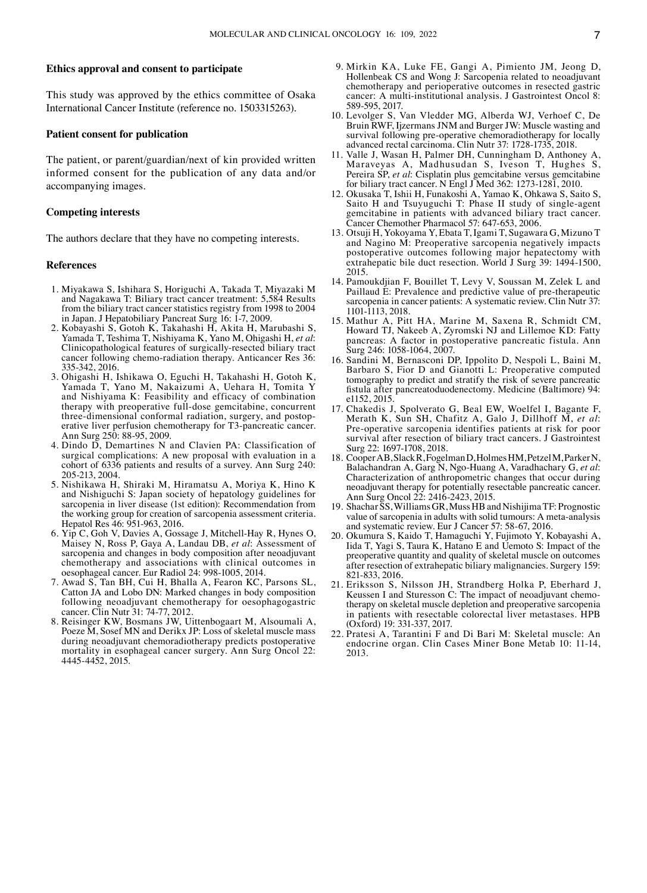## Ethics approval and consent to participate

This study was approved by the ethics committee of Osaka International Cancer Institute (reference no. 1503315263).

## Patient consent for publication

The patient, or parent/guardian/next of kin provided written informed consent for the publication of any data and/or accompanying images.

## Competing interests

The authors declare that they have no competing interests.

## References

1. Miyakawa S, Ishihara S, Horiguchi A, Takada T, Miyazaki M and Nagakawa T: Biliary tract cancer treatment: 5,584 Results from the biliary tract cancer statistics registry from 1998 to 2004 in Japan. J Hepatobiliary Pancreat Surg 16: 1-7, 2009.
2. Kobayashi S, Gotoh K, Takahashi H, Akita H, Marubashi S, Yamada T, Teshima T, Nishiyama K, Yano M, Ohigashi H, *et al*: Clinicopathological features of surgically-resected biliary tract cancer following chemo-radiation therapy. Anticancer Res 36: 335-342, 2016.
3. Ohigashi H, Ishikawa O, Eguchi H, Takahashi H, Gotoh K, Yamada T, Yano M, Nakaizumi A, Uehara H, Tomita Y and Nishiyama K: Feasibility and efficacy of combination therapy with preoperative full-dose gemcitabine, concurrent three-dimensional conformal radiation, surgery, and postoperative liver perfusion chemotherapy for T3-pancreatic cancer. Ann Surg 250: 88-95, 2009.
4. Dindo D, Demartines N and Clavien PA: Classification of surgical complications: A new proposal with evaluation in a cohort of 6336 patients and results of a survey. Ann Surg 240: 205-213, 2004.
5. Nishikawa H, Shiraki M, Hiramatsu A, Moriya K, Hino K and Nishiguchi S: Japan society of hepatology guidelines for sarcopenia in liver disease (1st edition): Recommendation from the working group for creation of sarcopenia assessment criteria. Hepatol Res 46: 951-963, 2016.
6. Yip C, Goh V, Davies A, Gossage J, Mitchell-Hay R, Hynes O, Maisey N, Ross P, Gaya A, Landau DB, *et al*: Assessment of sarcopenia and changes in body composition after neoadjuvant chemotherapy and associations with clinical outcomes in oesophageal cancer. Eur Radiol 24: 998-1005, 2014.
7. Awad S, Tan BH, Cui H, Bhalla A, Fearon KC, Parsons SL, Catton JA and Lobo DN: Marked changes in body composition following neoadjuvant chemotherapy for oesophagogastric cancer. Clin Nutr 31: 74-77, 2012.
8. Reisinger KW, Bosmans JW, Uittenbogaart M, Alsoumali A, Poeze M, Sosef MN and Derikx JP: Loss of skeletal muscle mass during neoadjuvant chemoradiotherapy predicts postoperative mortality in esophageal cancer surgery. Ann Surg Oncol 22: 4445-4452, 2015.
9. Mirkin KA, Luke FE, Gangi A, Pimiento JM, Jeong D, Hollenbeak CS and Wong J: Sarcopenia related to neoadjuvant chemotherapy and perioperative outcomes in resected gastric cancer: A multi-institutional analysis. J Gastrointest Oncol 8: 589-595, 2017.
10. Levolger S, Van Vledder MG, Alberda WJ, Verhoef C, De Bruin RWF, Ijzermans JNM and Burger JW: Muscle wasting and survival following pre-operative chemoradiotherapy for locally advanced rectal carcinoma. Clin Nutr 37: 1728-1735, 2018.
11. Valle J, Wasan H, Palmer DH, Cunningham D, Anthoney A, Maraveyas A, Madhusudan S, Iveson T, Hughes S, Pereira SP, *et al*: Cisplatin plus gemcitabine versus gemcitabine for biliary tract cancer. N Engl J Med 362: 1273-1281, 2010.
12. Okusaka T, Ishii H, Funakoshi A, Yamao K, Ohkawa S, Saito S, Saito H and Tsuyuguchi T: Phase II study of single-agent gemcitabine in patients with advanced biliary tract cancer. Cancer Chemother Pharmacol 57: 647-653, 2006.
13. Otsuji H, Yokoyama Y, Ebata T, Igami T, Sugawara G, Mizuno T and Nagino M: Preoperative sarcopenia negatively impacts postoperative outcomes following major hepatectomy with extrahepatic bile duct resection. World J Surg 39: 1494-1500, 2015.
14. Pamoukdjian F, Bouillet T, Levy V, Soussan M, Zelek L and Paillaud E: Prevalence and predictive value of pre-therapeutic sarcopenia in cancer patients: A systematic review. Clin Nutr 37: 1101-1113, 2018.
15. Mathur A, Pitt HA, Marine M, Saxena R, Schmidt CM, Howard TJ, Nakeeb A, Zyromski NJ and Lillemoe KD: Fatty pancreas: A factor in postoperative pancreatic fistula. Ann Surg 246: 1058-1064, 2007.
16. Sandini M, Bernasconi DP, Ippolito D, Nespoli L, Baini M, Barbaro S, Fior D and Gianotti L: Preoperative computed tomography to predict and stratify the risk of severe pancreatic fistula after pancreatoduodenectomy. Medicine (Baltimore) 94: e1152, 2015.
17. Chakedis J, Spolverato G, Beal EW, Woelfel I, Bagante F, Merath K, Sun SH, Chafitz A, Galo J, Dillhoff M, *et al*: Pre-operative sarcopenia identifies patients at risk for poor survival after resection of biliary tract cancers. J Gastrointest Surg 22: 1697-1708, 2018.
18. Cooper AB, Slack R, Fogelman D, Holmes HM, Petzel M, Parker N, Balachandran A, Garg N, Ngo-Huang A, Varadhachary G, *et al*: Characterization of anthropometric changes that occur during neoadjuvant therapy for potentially resectable pancreatic cancer. Ann Surg Oncol 22: 2416-2423, 2015.
19. Shachar SS, Williams GR, Muss HB and Nishijima TF: Prognostic value of sarcopenia in adults with solid tumours: A meta-analysis and systematic review. Eur J Cancer 57: 58-67, 2016.
20. Okumura S, Kaido T, Hamaguchi Y, Fujimoto Y, Kobayashi A, Iida T, Yagi S, Taura K, Hatano E and Uemoto S: Impact of the preoperative quantity and quality of skeletal muscle on outcomes after resection of extrahepatic biliary malignancies. Surgery 159: 821-833, 2016.
21. Eriksson S, Nilsson JH, Strandberg Holka P, Eberhard J, Keussen I and Sturesson C: The impact of neoadjuvant chemotherapy on skeletal muscle depletion and preoperative sarcopenia in patients with resectable colorectal liver metastases. HPB (Oxford) 19: 331-337, 2017.
22. Pratesi A, Tarantini F and Di Bari M: Skeletal muscle: An endocrine organ. Clin Cases Miner Bone Metab 10: 11-14, 2013.